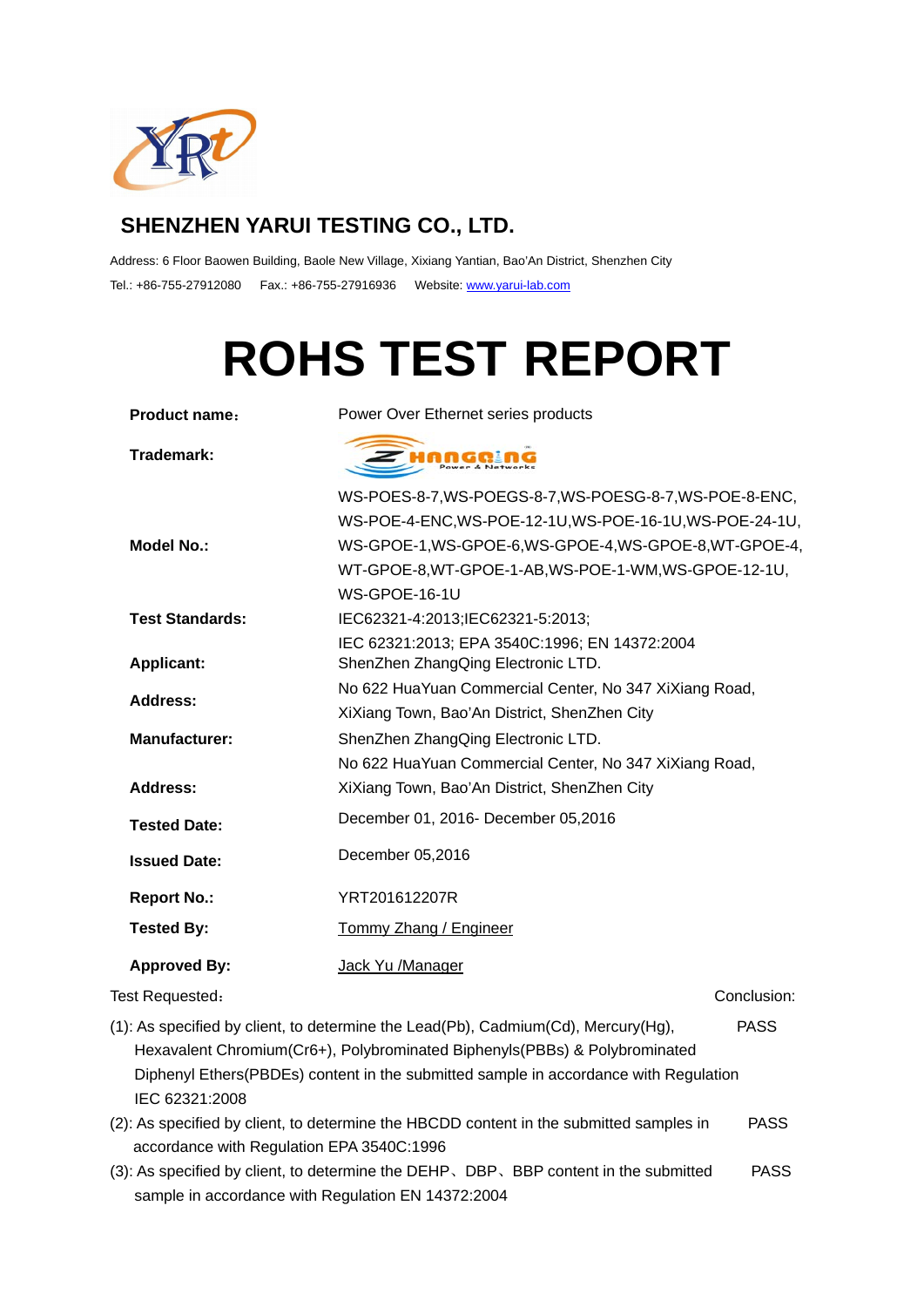## SHENZHEN YARUI TESTING CO., LTD.

Address: 6 Floor Baowen Building, Baole New Village, Xixiang Yantian, Bao'An District, Shenzhen City

Tel.: +86-755-27912080 Fax.: +86-755-27916936 Website: www.yarui-lab.com

# ROHS TEST REPORT

| | |
|---|---|
| **Product name:** | Power Over Ethernet series products |
| **Trademark:** | ZHANGQING Power & Networks |
| **Model No.:** | WS-POES-8-7,WS-POEGS-8-7,WS-POESG-8-7,WS-POE-8-ENC, WS-POE-4-ENC,WS-POE-12-1U,WS-POE-16-1U,WS-POE-24-1U, WS-GPOE-1,WS-GPOE-6,WS-GPOE-4,WS-GPOE-8,WT-GPOE-4, WT-GPOE-8,WT-GPOE-1-AB,WS-POE-1-WM,WS-GPOE-12-1U, WS-GPOE-16-1U |
| **Test Standards:** | IEC62321-4:2013;IEC62321-5:2013; IEC 62321:2013; EPA 3540C:1996; EN 14372:2004 |
| **Applicant:** | ShenZhen ZhangQing Electronic LTD. |
| **Address:** | No 622 HuaYuan Commercial Center, No 347 XiXiang Road, XiXiang Town, Bao'An District, ShenZhen City |
| **Manufacturer:** | ShenZhen ZhangQing Electronic LTD. |
| **Address:** | No 622 HuaYuan Commercial Center, No 347 XiXiang Road, XiXiang Town, Bao'An District, ShenZhen City |
| **Tested Date:** | December 01, 2016- December 05,2016 |
| **Issued Date:** | December 05,2016 |
| **Report No.:** | YRT201612207R |
| **Tested By:** | Tommy Zhang / Engineer |
| **Approved By:** | Jack Yu /Manager |

| Test Requested: | Conclusion: |
|---|---|
| (1): As specified by client, to determine the Lead(Pb), Cadmium(Cd), Mercury(Hg), Hexavalent Chromium(Cr6+), Polybrominated Biphenyls(PBBs) & Polybrominated Diphenyl Ethers(PBDEs) content in the submitted sample in accordance with Regulation IEC 62321:2008 | PASS |
| (2): As specified by client, to determine the HBCDD content in the submitted samples in accordance with Regulation EPA 3540C:1996 | PASS |
| (3): As specified by client, to determine the DEHP、DBP、BBP content in the submitted sample in accordance with Regulation EN 14372:2004 | PASS |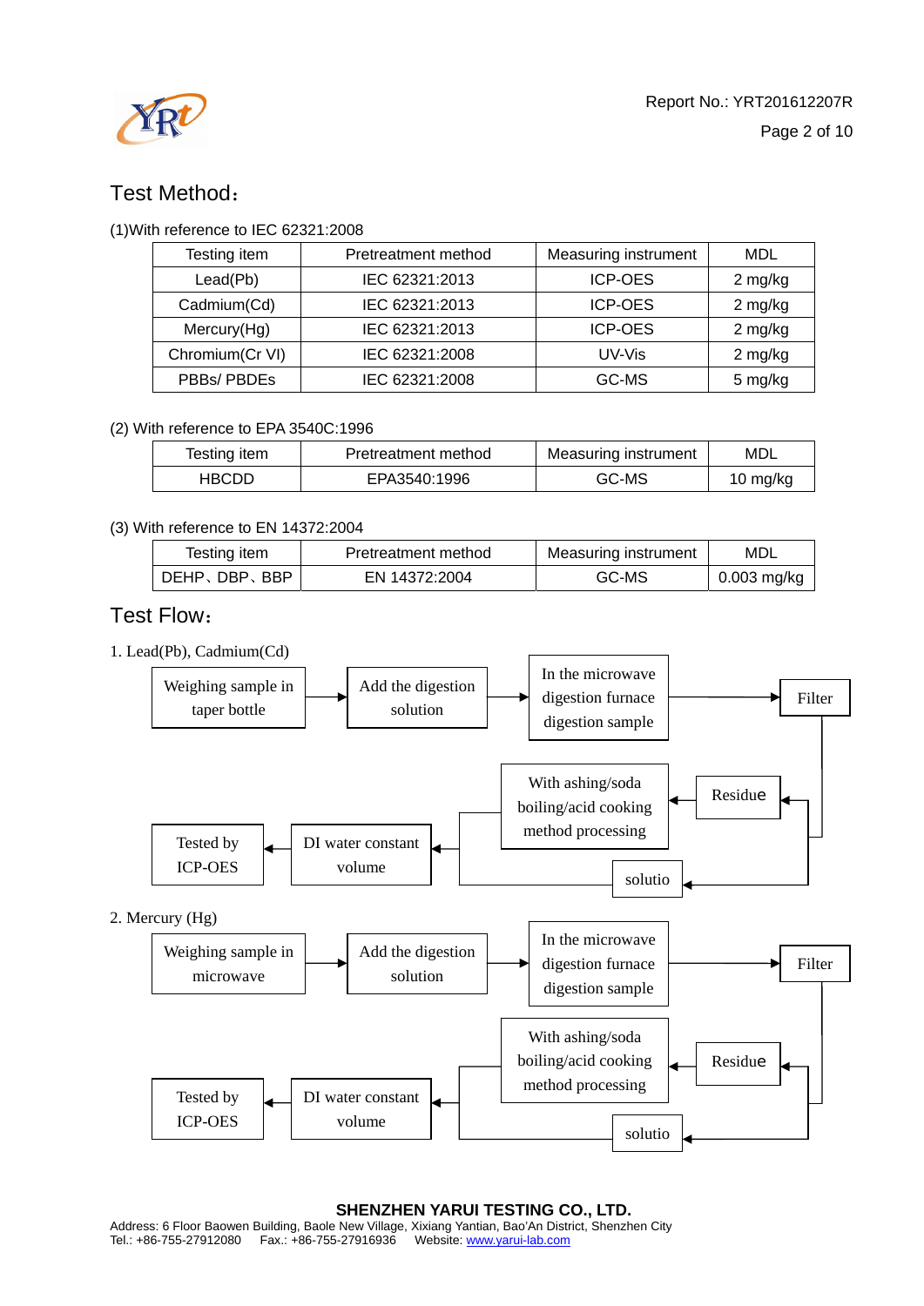## Test Method：

(1)With reference to IEC 62321:2008

| Testing item | Pretreatment method | Measuring instrument | MDL |
|---|---|---|---|
| Lead(Pb) | IEC 62321:2013 | ICP-OES | 2 mg/kg |
| Cadmium(Cd) | IEC 62321:2013 | ICP-OES | 2 mg/kg |
| Mercury(Hg) | IEC 62321:2013 | ICP-OES | 2 mg/kg |
| Chromium(Cr VI) | IEC 62321:2008 | UV-Vis | 2 mg/kg |
| PBBs/ PBDEs | IEC 62321:2008 | GC-MS | 5 mg/kg |

(2) With reference to EPA 3540C:1996

| Testing item | Pretreatment method | Measuring instrument | MDL |
|---|---|---|---|
| HBCDD | EPA3540:1996 | GC-MS | 10 mg/kg |

(3) With reference to EN 14372:2004

| Testing item | Pretreatment method | Measuring instrument | MDL |
|---|---|---|---|
| DEHP、DBP、BBP | EN 14372:2004 | GC-MS | 0.003 mg/kg |

## Test Flow：

1. Lead(Pb), Cadmium(Cd)

Weighing sample in taper bottle → Add the digestion solution → In the microwave digestion furnace digestion sample → Filter → Residue → With ashing/soda boiling/acid cooking method processing → DI water constant volume → Tested by ICP-OES

Filter → solutio → DI water constant volume → Tested by ICP-OES

2. Mercury (Hg)

Weighing sample in microwave → Add the digestion solution → In the microwave digestion furnace digestion sample → Filter → Residue → With ashing/soda boiling/acid cooking method processing → DI water constant volume → Tested by ICP-OES

Filter → solutio → DI water constant volume → Tested by ICP-OES

**SHENZHEN YARUI TESTING CO., LTD.**
Address: 6 Floor Baowen Building, Baole New Village, Xixiang Yantian, Bao'An District, Shenzhen City
Tel.: +86-755-27912080 Fax.: +86-755-27916936 Website: www.yarui-lab.com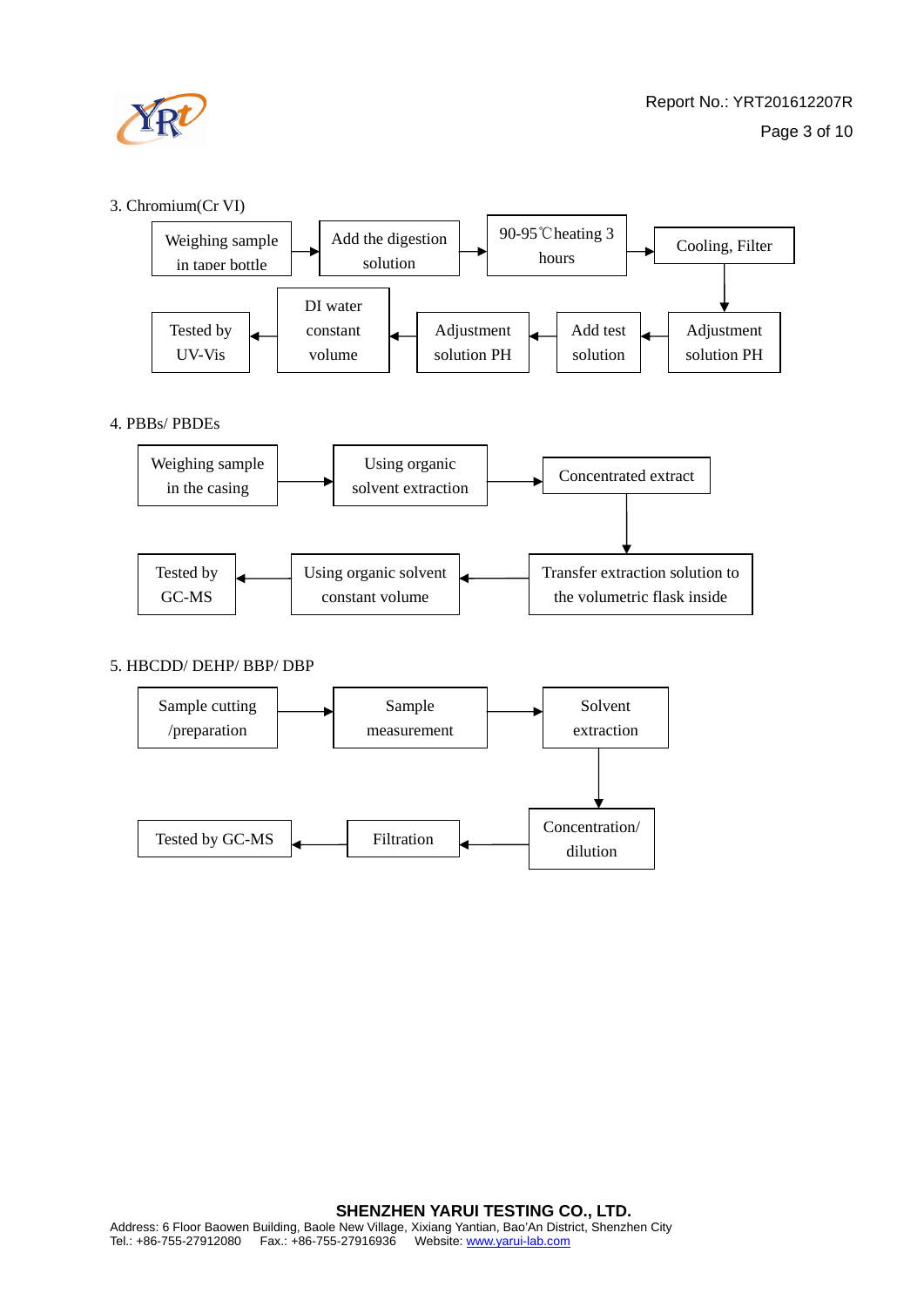3. Chromium(Cr VI)

Weighing sample in taper bottle → Add the digestion solution → 90-95℃heating 3 hours → Cooling, Filter → Adjustment solution PH → Add test solution → Adjustment solution PH → DI water constant volume → Tested by UV-Vis

4. PBBs/ PBDEs

Weighing sample in the casing → Using organic solvent extraction → Concentrated extract → Transfer extraction solution to the volumetric flask inside → Using organic solvent constant volume → Tested by GC-MS

5. HBCDD/ DEHP/ BBP/ DBP

Sample cutting /preparation → Sample measurement → Solvent extraction → Concentration/ dilution → Filtration → Tested by GC-MS

**SHENZHEN YARUI TESTING CO., LTD.**
Address: 6 Floor Baowen Building, Baole New Village, Xixiang Yantian, Bao'An District, Shenzhen City
Tel.: +86-755-27912080 Fax.: +86-755-27916936 Website: www.yarui-lab.com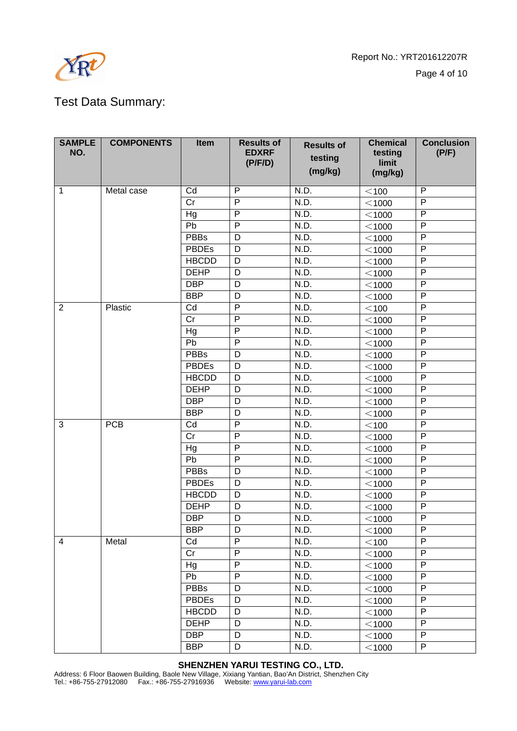Test Data Summary:

| SAMPLE NO. | COMPONENTS | Item | Results of EDXRF (P/F/D) | Results of testing (mg/kg) | Chemical testing limit (mg/kg) | Conclusion (P/F) |
|---|---|---|---|---|---|---|
| 1 | Metal case | Cd | P | N.D. | <100 | P |
| | | Cr | P | N.D. | <1000 | P |
| | | Hg | P | N.D. | <1000 | P |
| | | Pb | P | N.D. | <1000 | P |
| | | PBBs | D | N.D. | <1000 | P |
| | | PBDEs | D | N.D. | <1000 | P |
| | | HBCDD | D | N.D. | <1000 | P |
| | | DEHP | D | N.D. | <1000 | P |
| | | DBP | D | N.D. | <1000 | P |
| | | BBP | D | N.D. | <1000 | P |
| 2 | Plastic | Cd | P | N.D. | <100 | P |
| | | Cr | P | N.D. | <1000 | P |
| | | Hg | P | N.D. | <1000 | P |
| | | Pb | P | N.D. | <1000 | P |
| | | PBBs | D | N.D. | <1000 | P |
| | | PBDEs | D | N.D. | <1000 | P |
| | | HBCDD | D | N.D. | <1000 | P |
| | | DEHP | D | N.D. | <1000 | P |
| | | DBP | D | N.D. | <1000 | P |
| | | BBP | D | N.D. | <1000 | P |
| 3 | PCB | Cd | P | N.D. | <100 | P |
| | | Cr | P | N.D. | <1000 | P |
| | | Hg | P | N.D. | <1000 | P |
| | | Pb | P | N.D. | <1000 | P |
| | | PBBs | D | N.D. | <1000 | P |
| | | PBDEs | D | N.D. | <1000 | P |
| | | HBCDD | D | N.D. | <1000 | P |
| | | DEHP | D | N.D. | <1000 | P |
| | | DBP | D | N.D. | <1000 | P |
| | | BBP | D | N.D. | <1000 | P |
| 4 | Metal | Cd | P | N.D. | <100 | P |
| | | Cr | P | N.D. | <1000 | P |
| | | Hg | P | N.D. | <1000 | P |
| | | Pb | P | N.D. | <1000 | P |
| | | PBBs | D | N.D. | <1000 | P |
| | | PBDEs | D | N.D. | <1000 | P |
| | | HBCDD | D | N.D. | <1000 | P |
| | | DEHP | D | N.D. | <1000 | P |
| | | DBP | D | N.D. | <1000 | P |
| | | BBP | D | N.D. | <1000 | P |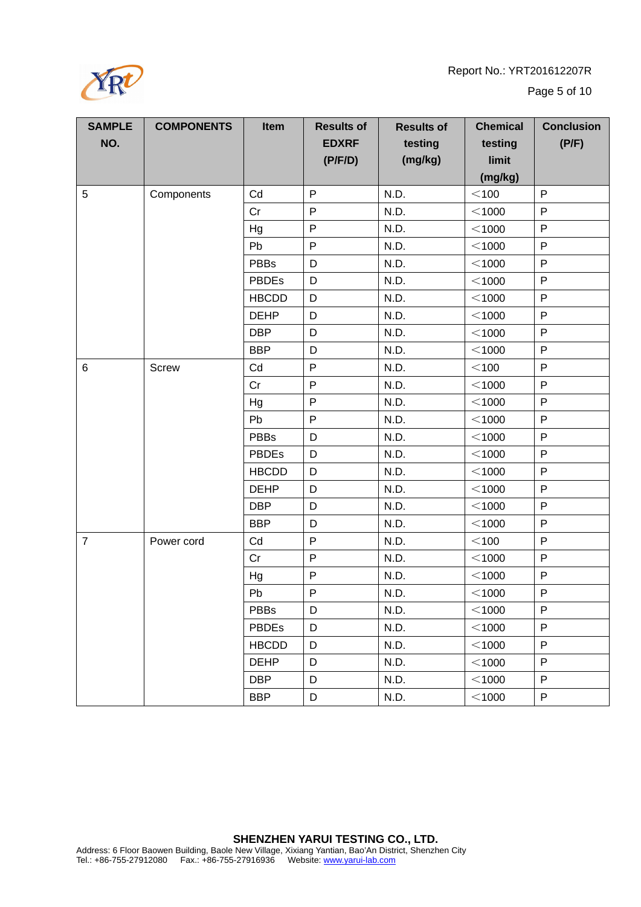| SAMPLE NO. | COMPONENTS | Item | Results of EDXRF (P/F/D) | Results of testing (mg/kg) | Chemical testing limit (mg/kg) | Conclusion (P/F) |
|---|---|---|---|---|---|---|
| 5 | Components | Cd | P | N.D. | ＜100 | P |
| | | Cr | P | N.D. | ＜1000 | P |
| | | Hg | P | N.D. | ＜1000 | P |
| | | Pb | P | N.D. | ＜1000 | P |
| | | PBBs | D | N.D. | ＜1000 | P |
| | | PBDEs | D | N.D. | ＜1000 | P |
| | | HBCDD | D | N.D. | ＜1000 | P |
| | | DEHP | D | N.D. | ＜1000 | P |
| | | DBP | D | N.D. | ＜1000 | P |
| | | BBP | D | N.D. | ＜1000 | P |
| 6 | Screw | Cd | P | N.D. | ＜100 | P |
| | | Cr | P | N.D. | ＜1000 | P |
| | | Hg | P | N.D. | ＜1000 | P |
| | | Pb | P | N.D. | ＜1000 | P |
| | | PBBs | D | N.D. | ＜1000 | P |
| | | PBDEs | D | N.D. | ＜1000 | P |
| | | HBCDD | D | N.D. | ＜1000 | P |
| | | DEHP | D | N.D. | ＜1000 | P |
| | | DBP | D | N.D. | ＜1000 | P |
| | | BBP | D | N.D. | ＜1000 | P |
| 7 | Power cord | Cd | P | N.D. | ＜100 | P |
| | | Cr | P | N.D. | ＜1000 | P |
| | | Hg | P | N.D. | ＜1000 | P |
| | | Pb | P | N.D. | ＜1000 | P |
| | | PBBs | D | N.D. | ＜1000 | P |
| | | PBDEs | D | N.D. | ＜1000 | P |
| | | HBCDD | D | N.D. | ＜1000 | P |
| | | DEHP | D | N.D. | ＜1000 | P |
| | | DBP | D | N.D. | ＜1000 | P |
| | | BBP | D | N.D. | ＜1000 | P |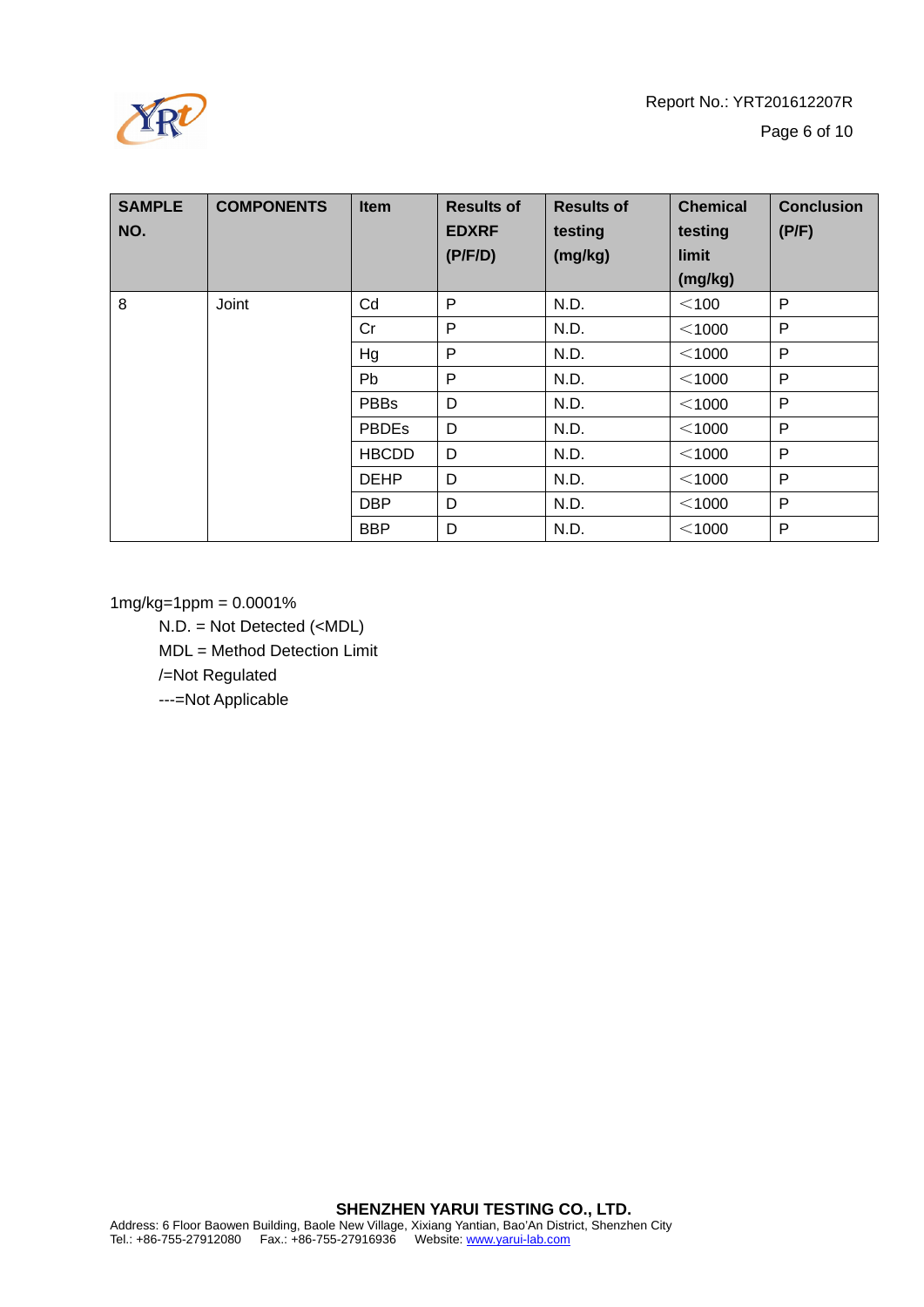| SAMPLE NO. | COMPONENTS | Item | Results of EDXRF (P/F/D) | Results of testing (mg/kg) | Chemical testing limit (mg/kg) | Conclusion (P/F) |
|---|---|---|---|---|---|---|
| 8 | Joint | Cd | P | N.D. | ＜100 | P |
| | | Cr | P | N.D. | ＜1000 | P |
| | | Hg | P | N.D. | ＜1000 | P |
| | | Pb | P | N.D. | ＜1000 | P |
| | | PBBs | D | N.D. | ＜1000 | P |
| | | PBDEs | D | N.D. | ＜1000 | P |
| | | HBCDD | D | N.D. | ＜1000 | P |
| | | DEHP | D | N.D. | ＜1000 | P |
| | | DBP | D | N.D. | ＜1000 | P |
| | | BBP | D | N.D. | ＜1000 | P |

1mg/kg=1ppm = 0.0001%

N.D. = Not Detected (<MDL)

MDL = Method Detection Limit

/=Not Regulated

---=Not Applicable

**SHENZHEN YARUI TESTING CO., LTD.**

Address: 6 Floor Baowen Building, Baole New Village, Xixiang Yantian, Bao'An District, Shenzhen City

Tel.: +86-755-27912080 Fax.: +86-755-27916936 Website: www.yarui-lab.com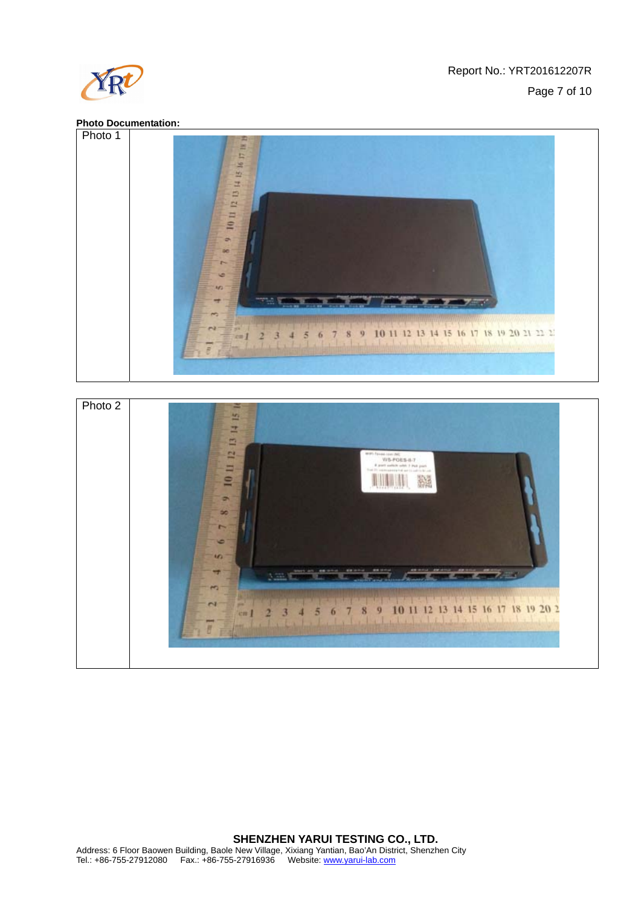**Photo Documentation:**

| Photo 1 | |
|---|---|

| Photo 2 | |
|---|---|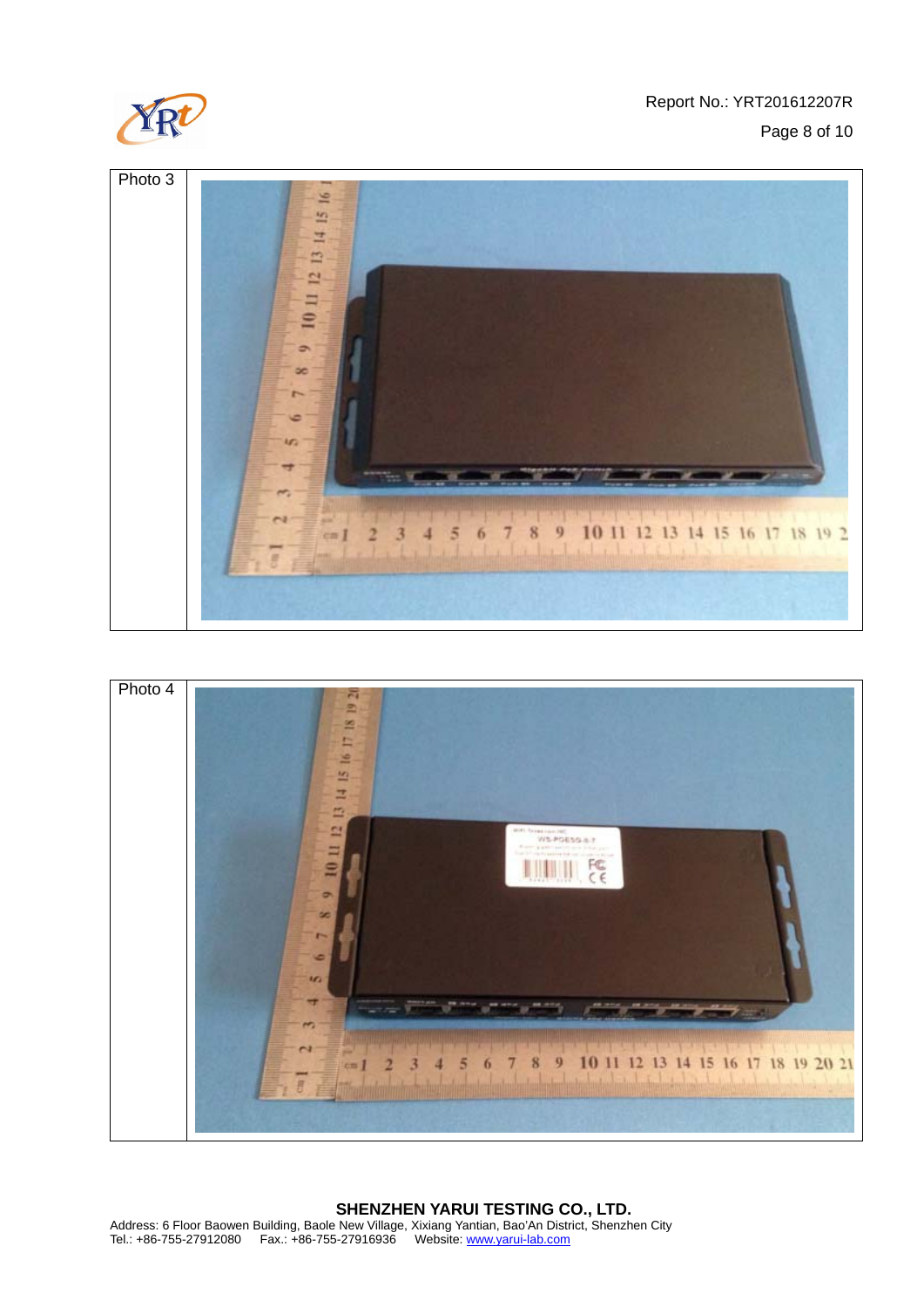| Photo 3 | |
|---|---|

| Photo 4 | |
|---|---|

**SHENZHEN YARUI TESTING CO., LTD.**

Address: 6 Floor Baowen Building, Baole New Village, Xixiang Yantian, Bao'An District, Shenzhen City
Tel.: +86-755-27912080 Fax.: +86-755-27916936 Website: www.yarui-lab.com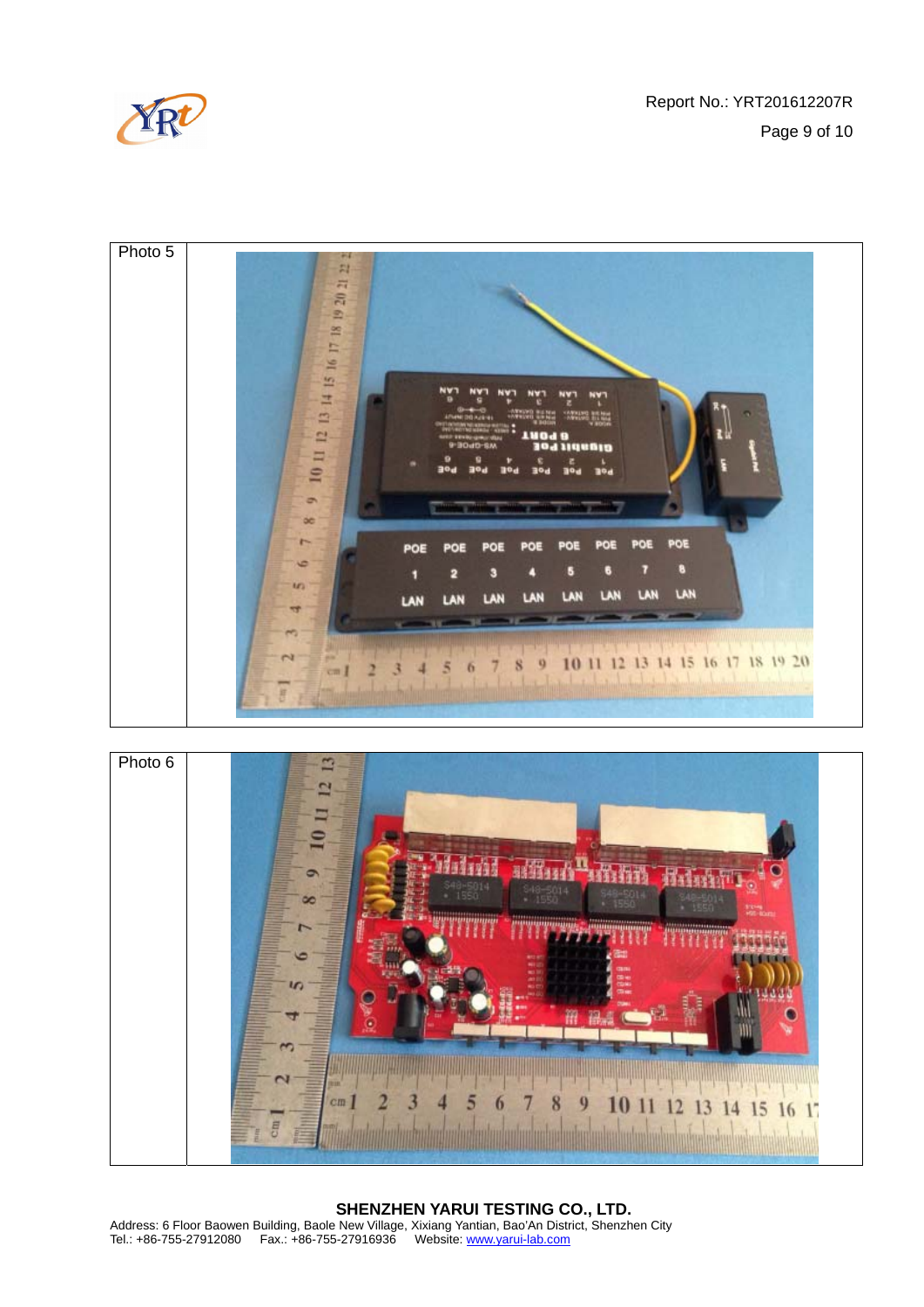| Photo 5 | |
|---|---|
| Photo 6 | |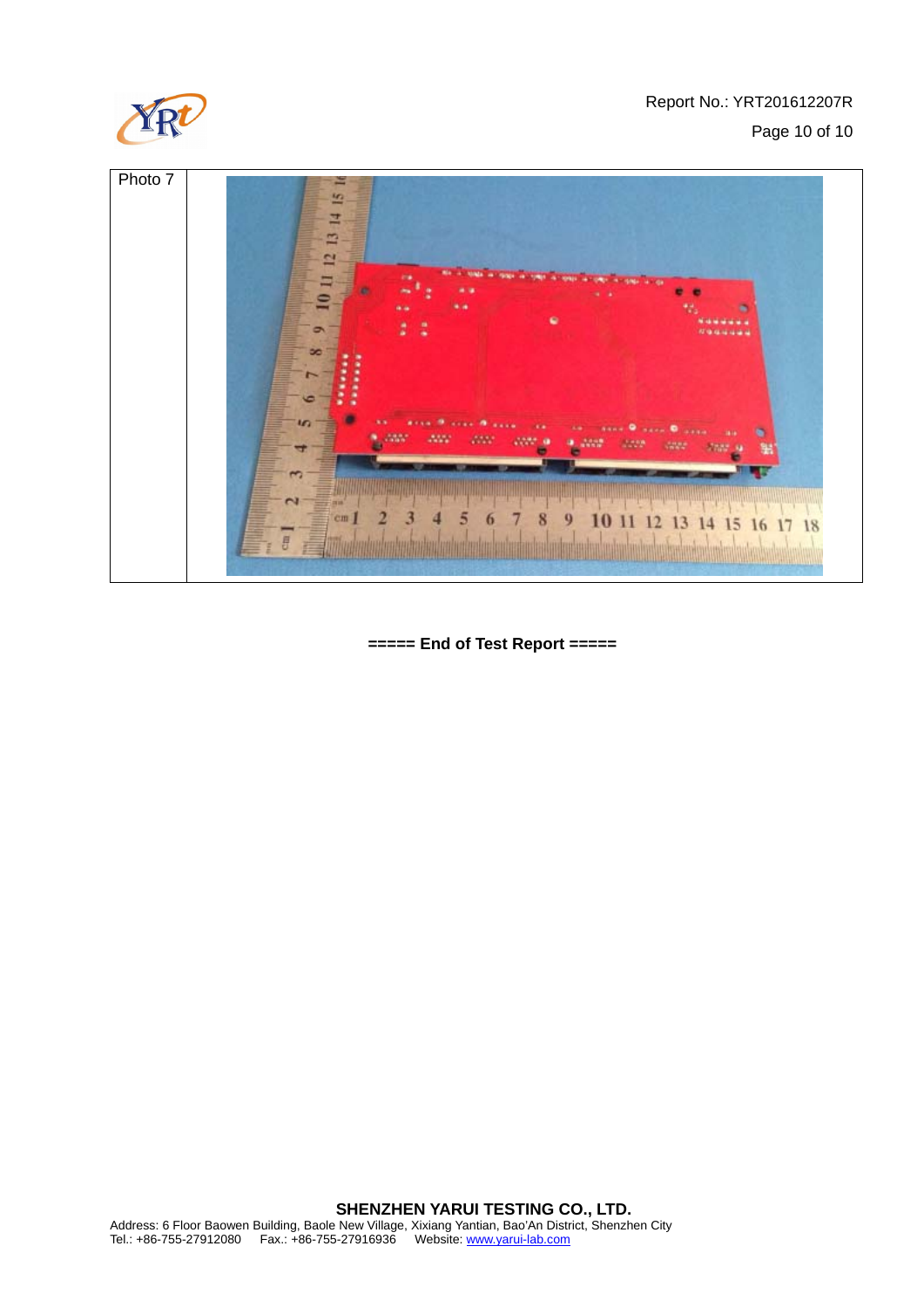| | |
|---|---|
| Photo 7 | |

===== End of Test Report =====

**SHENZHEN YARUI TESTING CO., LTD.**
Address: 6 Floor Baowen Building, Baole New Village, Xixiang Yantian, Bao'An District, Shenzhen City
Tel.: +86-755-27912080 Fax.: +86-755-27916936 Website: www.yarui-lab.com